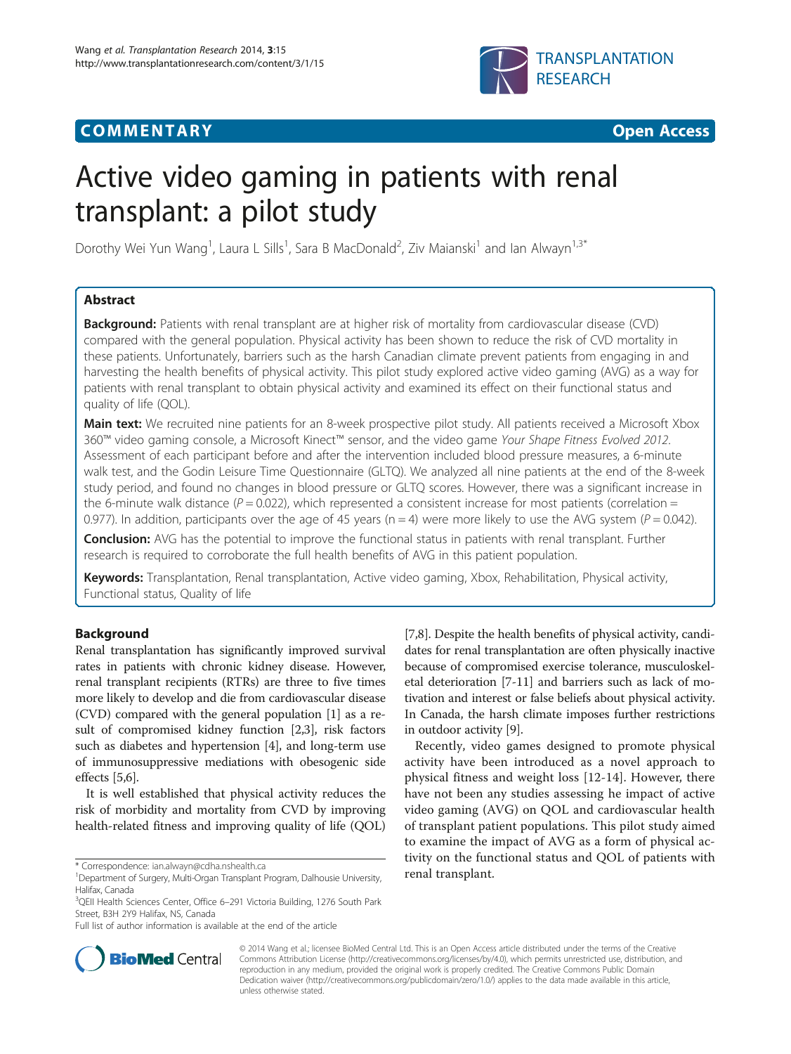**COMMENTARY** **Open Access**

# Active video gaming in patients with renal transplant: a pilot study

Dorothy Wei Yun Wang[1], Laura L Sills[1], Sara B MacDonald[2], Ziv Maianski[1] and Ian Alwayn[1,3*]

## Abstract

**Background:** Patients with renal transplant are at higher risk of mortality from cardiovascular disease (CVD) compared with the general population. Physical activity has been shown to reduce the risk of CVD mortality in these patients. Unfortunately, barriers such as the harsh Canadian climate prevent patients from engaging in and harvesting the health benefits of physical activity. This pilot study explored active video gaming (AVG) as a way for patients with renal transplant to obtain physical activity and examined its effect on their functional status and quality of life (QOL).

**Main text:** We recruited nine patients for an 8-week prospective pilot study. All patients received a Microsoft Xbox 360™ video gaming console, a Microsoft Kinect™ sensor, and the video game *Your Shape Fitness Evolved 2012*. Assessment of each participant before and after the intervention included blood pressure measures, a 6-minute walk test, and the Godin Leisure Time Questionnaire (GLTQ). We analyzed all nine patients at the end of the 8-week study period, and found no changes in blood pressure or GLTQ scores. However, there was a significant increase in the 6-minute walk distance ($P = 0.022$), which represented a consistent increase for most patients (correlation = 0.977). In addition, participants over the age of 45 years ($n = 4$) were more likely to use the AVG system ($P = 0.042$).

**Conclusion:** AVG has the potential to improve the functional status in patients with renal transplant. Further research is required to corroborate the full health benefits of AVG in this patient population.

**Keywords:** Transplantation, Renal transplantation, Active video gaming, Xbox, Rehabilitation, Physical activity, Functional status, Quality of life

## Background

Renal transplantation has significantly improved survival rates in patients with chronic kidney disease. However, renal transplant recipients (RTRs) are three to five times more likely to develop and die from cardiovascular disease (CVD) compared with the general population [1] as a result of compromised kidney function [2,3], risk factors such as diabetes and hypertension [4], and long-term use of immunosuppressive mediations with obesogenic side effects [5,6].

It is well established that physical activity reduces the risk of morbidity and mortality from CVD by improving health-related fitness and improving quality of life (QOL) [7,8]. Despite the health benefits of physical activity, candidates for renal transplantation are often physically inactive because of compromised exercise tolerance, musculoskeletal deterioration [7-11] and barriers such as lack of motivation and interest or false beliefs about physical activity. In Canada, the harsh climate imposes further restrictions in outdoor activity [9].

Recently, video games designed to promote physical activity have been introduced as a novel approach to physical fitness and weight loss [12-14]. However, there have not been any studies assessing he impact of active video gaming (AVG) on QOL and cardiovascular health of transplant patient populations. This pilot study aimed to examine the impact of AVG as a form of physical activity on the functional status and QOL of patients with renal transplant.

\* Correspondence: ian.alwayn@cdha.nshealth.ca
[1]Department of Surgery, Multi-Organ Transplant Program, Dalhousie University, Halifax, Canada
[3]QEII Health Sciences Center, Office 6–291 Victoria Building, 1276 South Park Street, B3H 2Y9 Halifax, NS, Canada
Full list of author information is available at the end of the article

© 2014 Wang et al.; licensee BioMed Central Ltd. This is an Open Access article distributed under the terms of the Creative Commons Attribution License (http://creativecommons.org/licenses/by/4.0), which permits unrestricted use, distribution, and reproduction in any medium, provided the original work is properly credited. The Creative Commons Public Domain Dedication waiver (http://creativecommons.org/publicdomain/zero/1.0/) applies to the data made available in this article, unless otherwise stated.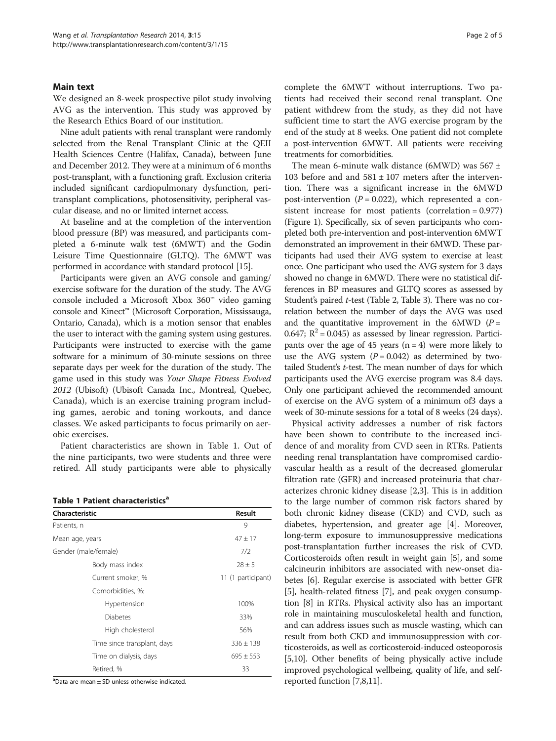## Main text

We designed an 8-week prospective pilot study involving AVG as the intervention. This study was approved by the Research Ethics Board of our institution.

Nine adult patients with renal transplant were randomly selected from the Renal Transplant Clinic at the QEII Health Sciences Centre (Halifax, Canada), between June and December 2012. They were at a minimum of 6 months post-transplant, with a functioning graft. Exclusion criteria included significant cardiopulmonary dysfunction, peri-transplant complications, photosensitivity, peripheral vascular disease, and no or limited internet access.

At baseline and at the completion of the intervention blood pressure (BP) was measured, and participants completed a 6-minute walk test (6MWT) and the Godin Leisure Time Questionnaire (GLTQ). The 6MWT was performed in accordance with standard protocol [15].

Participants were given an AVG console and gaming/exercise software for the duration of the study. The AVG console included a Microsoft Xbox 360™ video gaming console and Kinect™ (Microsoft Corporation, Mississauga, Ontario, Canada), which is a motion sensor that enables the user to interact with the gaming system using gestures. Participants were instructed to exercise with the game software for a minimum of 30-minute sessions on three separate days per week for the duration of the study. The game used in this study was *Your Shape Fitness Evolved 2012* (Ubisoft) (Ubisoft Canada Inc., Montreal, Quebec, Canada), which is an exercise training program including games, aerobic and toning workouts, and dance classes. We asked participants to focus primarily on aerobic exercises.

Patient characteristics are shown in Table 1. Out of the nine participants, two were students and three were retired. All study participants were able to physically complete the 6MWT without interruptions. Two patients had received their second renal transplant. One patient withdrew from the study, as they did not have sufficient time to start the AVG exercise program by the end of the study at 8 weeks. One patient did not complete a post-intervention 6MWT. All patients were receiving treatments for comorbidities.

**Table 1 Patient characteristics[a]**

| Characteristic | Result |
|---|---|
| Patients, n | 9 |
| Mean age, years | 47 ± 17 |
| Gender (male/female) | 7/2 |
| Body mass index | 28 ± 5 |
| Current smoker, % | 11 (1 participant) |
| Comorbidities, %: | |
| Hypertension | 100% |
| Diabetes | 33% |
| High cholesterol | 56% |
| Time since transplant, days | 336 ± 138 |
| Time on dialysis, days | 695 ± 553 |
| Retired, % | 33 |

[a]Data are mean ± SD unless otherwise indicated.

The mean 6-minute walk distance (6MWD) was 567 ± 103 before and and 581 ± 107 meters after the intervention. There was a significant increase in the 6MWD post-intervention ($P = 0.022$), which represented a consistent increase for most patients (correlation = 0.977) (Figure 1). Specifically, six of seven participants who completed both pre-intervention and post-intervention 6MWT demonstrated an improvement in their 6MWD. These participants had used their AVG system to exercise at least once. One participant who used the AVG system for 3 days showed no change in 6MWD. There were no statistical differences in BP measures and GLTQ scores as assessed by Student's paired *t*-test (Table 2, Table 3). There was no correlation between the number of days the AVG was used and the quantitative improvement in the 6MWD ($P = 0.647$; $R^2 = 0.045$) as assessed by linear regression. Participants over the age of 45 years (n = 4) were more likely to use the AVG system ($P = 0.042$) as determined by two-tailed Student's *t*-test. The mean number of days for which participants used the AVG exercise program was 8.4 days. Only one participant achieved the recommended amount of exercise on the AVG system of a minimum of3 days a week of 30-minute sessions for a total of 8 weeks (24 days).

Physical activity addresses a number of risk factors have been shown to contribute to the increased incidence of and morality from CVD seen in RTRs. Patients needing renal transplantation have compromised cardiovascular health as a result of the decreased glomerular filtration rate (GFR) and increased proteinuria that characterizes chronic kidney disease [2,3]. This is in addition to the large number of common risk factors shared by both chronic kidney disease (CKD) and CVD, such as diabetes, hypertension, and greater age [4]. Moreover, long-term exposure to immunosuppressive medications post-transplantation further increases the risk of CVD. Corticosteroids often result in weight gain [5], and some calcineurin inhibitors are associated with new-onset diabetes [6]. Regular exercise is associated with better GFR [5], health-related fitness [7], and peak oxygen consumption [8] in RTRs. Physical activity also has an important role in maintaining musculoskeletal health and function, and can address issues such as muscle wasting, which can result from both CKD and immunosuppression with corticosteroids, as well as corticosteroid-induced osteoporosis [5,10]. Other benefits of being physically active include improved psychological wellbeing, quality of life, and self-reported function [7,8,11].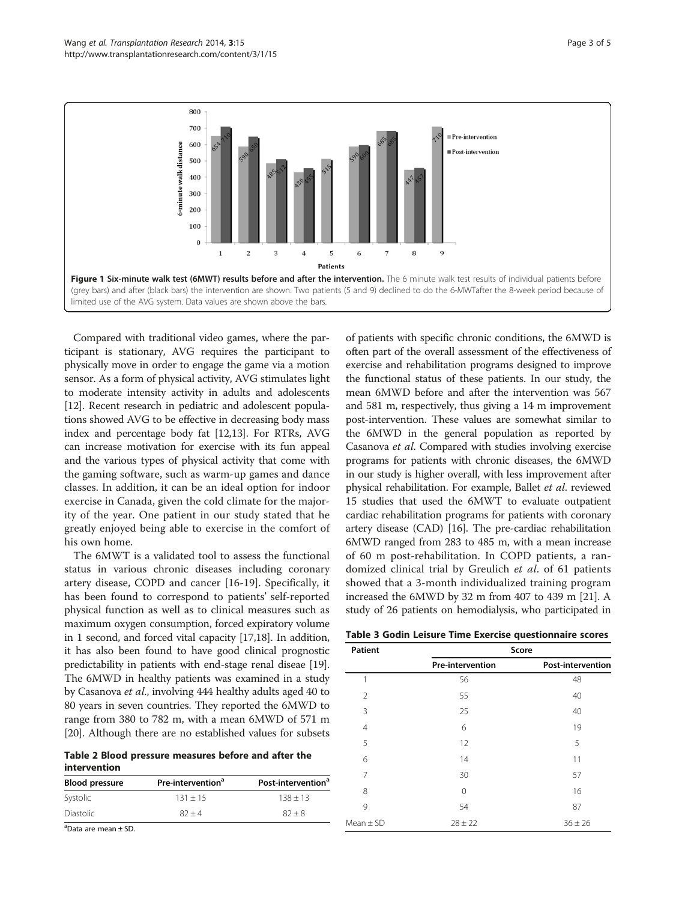Figure 1 Six-minute walk test (6MWT) results before and after the intervention. The 6 minute walk test results of individual patients before (grey bars) and after (black bars) the intervention are shown. Two patients (5 and 9) declined to do the 6-MWTafter the 8-week period because of limited use of the AVG system. Data values are shown above the bars.

Compared with traditional video games, where the participant is stationary, AVG requires the participant to physically move in order to engage the game via a motion sensor. As a form of physical activity, AVG stimulates light to moderate intensity activity in adults and adolescents [12]. Recent research in pediatric and adolescent populations showed AVG to be effective in decreasing body mass index and percentage body fat [12,13]. For RTRs, AVG can increase motivation for exercise with its fun appeal and the various types of physical activity that come with the gaming software, such as warm-up games and dance classes. In addition, it can be an ideal option for indoor exercise in Canada, given the cold climate for the majority of the year. One patient in our study stated that he greatly enjoyed being able to exercise in the comfort of his own home.

The 6MWT is a validated tool to assess the functional status in various chronic diseases including coronary artery disease, COPD and cancer [16-19]. Specifically, it has been found to correspond to patients' self-reported physical function as well as to clinical measures such as maximum oxygen consumption, forced expiratory volume in 1 second, and forced vital capacity [17,18]. In addition, it has also been found to have good clinical prognostic predictability in patients with end-stage renal diseae [19]. The 6MWD in healthy patients was examined in a study by Casanova *et al*., involving 444 healthy adults aged 40 to 80 years in seven countries. They reported the 6MWD to range from 380 to 782 m, with a mean 6MWD of 571 m [20]. Although there are no established values for subsets of patients with specific chronic conditions, the 6MWD is often part of the overall assessment of the effectiveness of exercise and rehabilitation programs designed to improve the functional status of these patients. In our study, the mean 6MWD before and after the intervention was 567 and 581 m, respectively, thus giving a 14 m improvement post-intervention. These values are somewhat similar to the 6MWD in the general population as reported by Casanova *et al*. Compared with studies involving exercise programs for patients with chronic diseases, the 6MWD in our study is higher overall, with less improvement after physical rehabilitation. For example, Ballet *et al*. reviewed 15 studies that used the 6MWT to evaluate outpatient cardiac rehabilitation programs for patients with coronary artery disease (CAD) [16]. The pre-cardiac rehabilitation 6MWD ranged from 283 to 485 m, with a mean increase of 60 m post-rehabilitation. In COPD patients, a randomized clinical trial by Greulich *et al*. of 61 patients showed that a 3-month individualized training program increased the 6MWD by 32 m from 407 to 439 m [21]. A study of 26 patients on hemodialysis, who participated in

**Table 2 Blood pressure measures before and after the intervention**

| Blood pressure | Pre-intervention[a] | Post-intervention[a] |
|---|---|---|
| Systolic | 131 ± 15 | 138 ± 13 |
| Diastolic | 82 ± 4 | 82 ± 8 |

[a]Data are mean ± SD.

**Table 3 Godin Leisure Time Exercise questionnaire scores**

| Patient | Score | |
|---|---|---|
| | Pre-intervention | Post-intervention |
| 1 | 56 | 48 |
| 2 | 55 | 40 |
| 3 | 25 | 40 |
| 4 | 6 | 19 |
| 5 | 12 | 5 |
| 6 | 14 | 11 |
| 7 | 30 | 57 |
| 8 | 0 | 16 |
| 9 | 54 | 87 |
| Mean ± SD | 28 ± 22 | 36 ± 26 |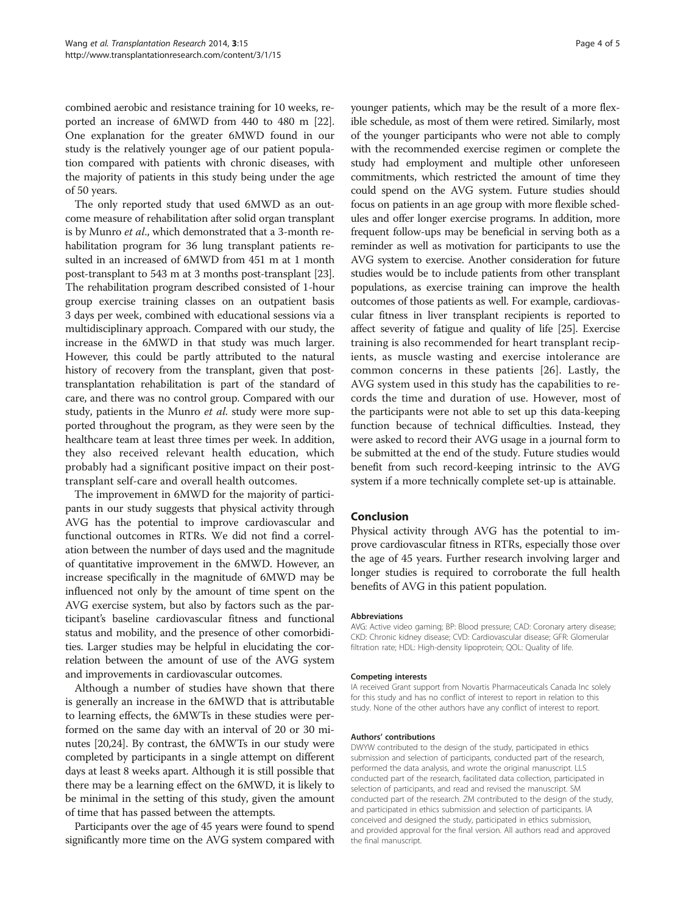combined aerobic and resistance training for 10 weeks, reported an increase of 6MWD from 440 to 480 m [22]. One explanation for the greater 6MWD found in our study is the relatively younger age of our patient population compared with patients with chronic diseases, with the majority of patients in this study being under the age of 50 years.

The only reported study that used 6MWD as an outcome measure of rehabilitation after solid organ transplant is by Munro *et al*., which demonstrated that a 3-month rehabilitation program for 36 lung transplant patients resulted in an increased of 6MWD from 451 m at 1 month post-transplant to 543 m at 3 months post-transplant [23]. The rehabilitation program described consisted of 1-hour group exercise training classes on an outpatient basis 3 days per week, combined with educational sessions via a multidisciplinary approach. Compared with our study, the increase in the 6MWD in that study was much larger. However, this could be partly attributed to the natural history of recovery from the transplant, given that post-transplantation rehabilitation is part of the standard of care, and there was no control group. Compared with our study, patients in the Munro *et al.* study were more supported throughout the program, as they were seen by the healthcare team at least three times per week. In addition, they also received relevant health education, which probably had a significant positive impact on their post-transplant self-care and overall health outcomes.

The improvement in 6MWD for the majority of participants in our study suggests that physical activity through AVG has the potential to improve cardiovascular and functional outcomes in RTRs. We did not find a correlation between the number of days used and the magnitude of quantitative improvement in the 6MWD. However, an increase specifically in the magnitude of 6MWD may be influenced not only by the amount of time spent on the AVG exercise system, but also by factors such as the participant's baseline cardiovascular fitness and functional status and mobility, and the presence of other comorbidities. Larger studies may be helpful in elucidating the correlation between the amount of use of the AVG system and improvements in cardiovascular outcomes.

Although a number of studies have shown that there is generally an increase in the 6MWD that is attributable to learning effects, the 6MWTs in these studies were performed on the same day with an interval of 20 or 30 minutes [20,24]. By contrast, the 6MWTs in our study were completed by participants in a single attempt on different days at least 8 weeks apart. Although it is still possible that there may be a learning effect on the 6MWD, it is likely to be minimal in the setting of this study, given the amount of time that has passed between the attempts.

Participants over the age of 45 years were found to spend significantly more time on the AVG system compared with younger patients, which may be the result of a more flexible schedule, as most of them were retired. Similarly, most of the younger participants who were not able to comply with the recommended exercise regimen or complete the study had employment and multiple other unforeseen commitments, which restricted the amount of time they could spend on the AVG system. Future studies should focus on patients in an age group with more flexible schedules and offer longer exercise programs. In addition, more frequent follow-ups may be beneficial in serving both as a reminder as well as motivation for participants to use the AVG system to exercise. Another consideration for future studies would be to include patients from other transplant populations, as exercise training can improve the health outcomes of those patients as well. For example, cardiovascular fitness in liver transplant recipients is reported to affect severity of fatigue and quality of life [25]. Exercise training is also recommended for heart transplant recipients, as muscle wasting and exercise intolerance are common concerns in these patients [26]. Lastly, the AVG system used in this study has the capabilities to records the time and duration of use. However, most of the participants were not able to set up this data-keeping function because of technical difficulties. Instead, they were asked to record their AVG usage in a journal form to be submitted at the end of the study. Future studies would benefit from such record-keeping intrinsic to the AVG system if a more technically complete set-up is attainable.

## Conclusion

Physical activity through AVG has the potential to improve cardiovascular fitness in RTRs, especially those over the age of 45 years. Further research involving larger and longer studies is required to corroborate the full health benefits of AVG in this patient population.

#### Abbreviations

AVG: Active video gaming; BP: Blood pressure; CAD: Coronary artery disease; CKD: Chronic kidney disease; CVD: Cardiovascular disease; GFR: Glomerular filtration rate; HDL: High-density lipoprotein; QOL: Quality of life.

#### Competing interests

IA received Grant support from Novartis Pharmaceuticals Canada Inc solely for this study and has no conflict of interest to report in relation to this study. None of the other authors have any conflict of interest to report.

#### Authors' contributions

DWYW contributed to the design of the study, participated in ethics submission and selection of participants, conducted part of the research, performed the data analysis, and wrote the original manuscript. LLS conducted part of the research, facilitated data collection, participated in selection of participants, and read and revised the manuscript. SM conducted part of the research. ZM contributed to the design of the study, and participated in ethics submission and selection of participants. IA conceived and designed the study, participated in ethics submission, and provided approval for the final version. All authors read and approved the final manuscript.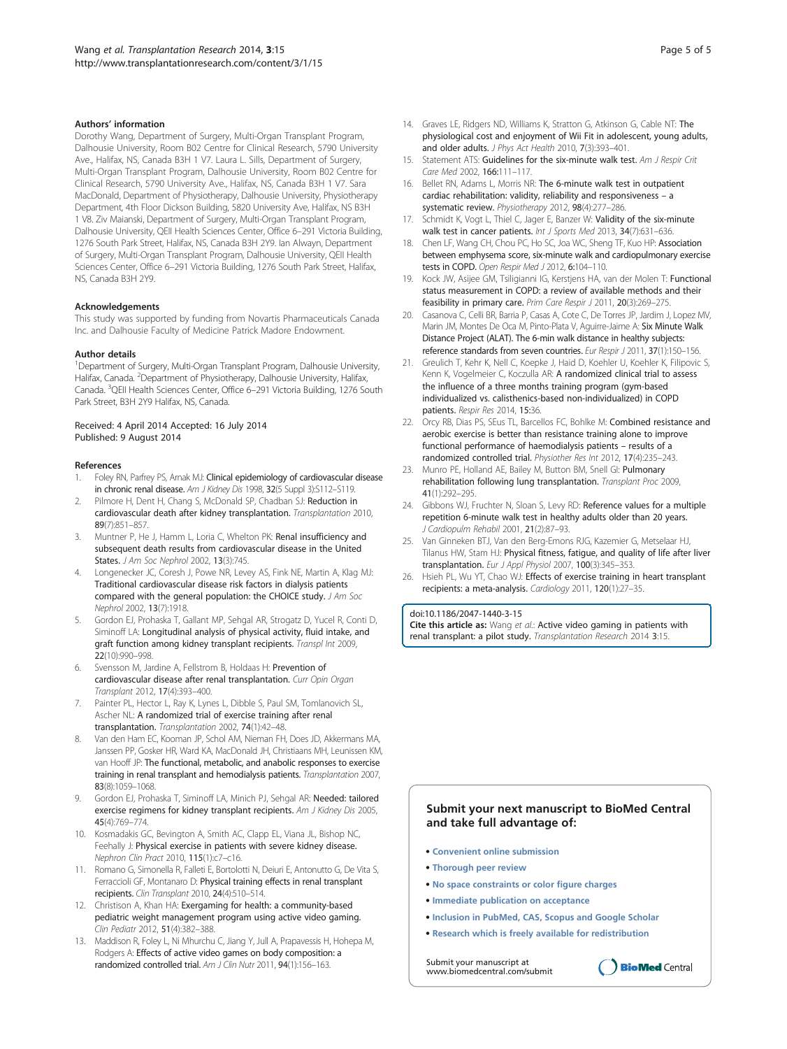### Authors' information

Dorothy Wang, Department of Surgery, Multi-Organ Transplant Program, Dalhousie University, Room B02 Centre for Clinical Research, 5790 University Ave., Halifax, NS, Canada B3H 1 V7. Laura L. Sills, Department of Surgery, Multi-Organ Transplant Program, Dalhousie University, Room B02 Centre for Clinical Research, 5790 University Ave., Halifax, NS, Canada B3H 1 V7. Sara MacDonald, Department of Physiotherapy, Dalhousie University, Physiotherapy Department, 4th Floor Dickson Building, 5820 University Ave, Halifax, NS B3H 1 V8. Ziv Maianski, Department of Surgery, Multi-Organ Transplant Program, Dalhousie University, QEII Health Sciences Center, Office 6–291 Victoria Building, 1276 South Park Street, Halifax, NS, Canada B3H 2Y9. Ian Alwayn, Department of Surgery, Multi-Organ Transplant Program, Dalhousie University, QEII Health Sciences Center, Office 6–291 Victoria Building, 1276 South Park Street, Halifax, NS, Canada B3H 2Y9.

### Acknowledgements

This study was supported by funding from Novartis Pharmaceuticals Canada Inc. and Dalhousie Faculty of Medicine Patrick Madore Endowment.

### Author details

[1]Department of Surgery, Multi-Organ Transplant Program, Dalhousie University, Halifax, Canada. [2]Department of Physiotherapy, Dalhousie University, Halifax, Canada. [3]QEII Health Sciences Center, Office 6–291 Victoria Building, 1276 South Park Street, B3H 2Y9 Halifax, NS, Canada.

Received: 4 April 2014 Accepted: 16 July 2014
Published: 9 August 2014

### References

1. Foley RN, Parfrey PS, Arnak MJ: **Clinical epidemiology of cardiovascular disease in chronic renal disease.** *Am J Kidney Dis* 1998, **32**(5 Suppl 3):S112–S119.
2. Pilmore H, Dent H, Chang S, McDonald SP, Chadban SJ: **Reduction in cardiovascular death after kidney transplantation.** *Transplantation* 2010, **89**(7):851–857.
3. Muntner P, He J, Hamm L, Loria C, Whelton PK: **Renal insufficiency and subsequent death results from cardiovascular disease in the United States.** *J Am Soc Nephrol* 2002, **13**(3):745.
4. Longenecker JC, Coresh J, Powe NR, Levey AS, Fink NE, Martin A, Klag MJ: **Traditional cardiovascular disease risk factors in dialysis patients compared with the general population: the CHOICE study.** *J Am Soc Nephrol* 2002, **13**(7):1918.
5. Gordon EJ, Prohaska T, Gallant MP, Sehgal AR, Strogatz D, Yucel R, Conti D, Siminoff LA: **Longitudinal analysis of physical activity, fluid intake, and graft function among kidney transplant recipients.** *Transpl Int* 2009, **22**(10):990–998.
6. Svensson M, Jardine A, Fellstrom B, Holdaas H: **Prevention of cardiovascular disease after renal transplantation.** *Curr Opin Organ Transplant* 2012, **17**(4):393–400.
7. Painter PL, Hector L, Ray K, Lynes L, Dibble S, Paul SM, Tomlanovich SL, Ascher NL: **A randomized trial of exercise training after renal transplantation.** *Transplantation* 2002, **74**(1):42–48.
8. Van den Ham EC, Kooman JP, Schol AM, Nieman FH, Does JD, Akkermans MA, Janssen PP, Gosker HR, Ward KA, MacDonald JH, Christiaans MH, Leunissen KM, van Hooff JP: **The functional, metabolic, and anabolic responses to exercise training in renal transplant and hemodialysis patients.** *Transplantation* 2007, **83**(8):1059–1068.
9. Gordon EJ, Prohaska T, Siminoff LA, Minich PJ, Sehgal AR: **Needed: tailored exercise regimens for kidney transplant recipients.** *Am J Kidney Dis* 2005, **45**(4):769–774.
10. Kosmadakis GC, Bevington A, Smith AC, Clapp EL, Viana JL, Bishop NC, Feehally J: **Physical exercise in patients with severe kidney disease.** *Nephron Clin Pract* 2010, **115**(1):c7–c16.
11. Romano G, Simonella R, Falleti E, Bortolotti N, Deiuri E, Antonutto G, De Vita S, Ferraccioli GF, Montanaro D: **Physical training effects in renal transplant recipients.** *Clin Transplant* 2010, **24**(4):510–514.
12. Christison A, Khan HA: **Exergaming for health: a community-based pediatric weight management program using active video gaming.** *Clin Pediatr* 2012, **51**(4):382–388.
13. Maddison R, Foley L, Ni Mhurchu C, Jiang Y, Jull A, Prapavessis H, Hohepa M, Rodgers A: **Effects of active video games on body composition: a randomized controlled trial.** *Am J Clin Nutr* 2011, **94**(1):156–163.
14. Graves LE, Ridgers ND, Williams K, Stratton G, Atkinson G, Cable NT: **The physiological cost and enjoyment of Wii Fit in adolescent, young adults, and older adults.** *J Phys Act Health* 2010, **7**(3):393–401.
15. Statement ATS: **Guidelines for the six-minute walk test.** *Am J Respir Crit Care Med* 2002, **166**:111–117.
16. Bellet RN, Adams L, Morris NR: **The 6-minute walk test in outpatient cardiac rehabilitation: validity, reliability and responsiveness – a systematic review.** *Physiotherapy* 2012, **98**(4):277–286.
17. Schmidt K, Vogt L, Thiel C, Jager E, Banzer W: **Validity of the six-minute walk test in cancer patients.** *Int J Sports Med* 2013, **34**(7):631–636.
18. Chen LF, Wang CH, Chou PC, Ho SC, Joa WC, Sheng TF, Kuo HP: **Association between emphysema score, six-minute walk and cardiopulmonary exercise tests in COPD.** *Open Respir Med J* 2012, **6**:104–110.
19. Kock JW, Asijee GM, Tsiligianni IG, Kerstjens HA, van der Molen T: **Functional status measurement in COPD: a review of available methods and their feasibility in primary care.** *Prim Care Respir J* 2011, **20**(3):269–275.
20. Casanova C, Celli BR, Barria P, Casas A, Cote C, De Torres JP, Jardim J, Lopez MV, Marin JM, Montes De Oca M, Pinto-Plata V, Aguirre-Jaime A: **Six Minute Walk Distance Project (ALAT). The 6-min walk distance in healthy subjects: reference standards from seven countries.** *Eur Respir J* 2011, **37**(1):150–156.
21. Greulich T, Kehr K, Nell C, Koepke J, Haid D, Koehler U, Koehler K, Filipovic S, Kenn K, Vogelmeier C, Koczulla AR: **A randomized clinical trial to assess the influence of a three months training program (gym-based individualized vs. calisthenics-based non-individualized) in COPD patients.** *Respir Res* 2014, **15**:36.
22. Orcy RB, Dias PS, SEus TL, Barcellos FC, Bohlke M: **Combined resistance and aerobic exercise is better than resistance training alone to improve functional performance of haemodialysis patients – results of a randomized controlled trial.** *Physiother Res Int* 2012, **17**(4):235–243.
23. Munro PE, Holland AE, Bailey M, Button BM, Snell GI: **Pulmonary rehabilitation following lung transplantation.** *Transplant Proc* 2009, **41**(1):292–295.
24. Gibbons WJ, Fruchter N, Sloan S, Levy RD: **Reference values for a multiple repetition 6-minute walk test in healthy adults older than 20 years.** *J Cardiopulm Rehabil* 2001, **21**(2):87–93.
25. Van Ginneken BTJ, Van den Berg-Emons RJG, Kazemier G, Metselaar HJ, Tilanus HW, Stam HJ: **Physical fitness, fatigue, and quality of life after liver transplantation.** *Eur J Appl Physiol* 2007, **100**(3):345–353.
26. Hsieh PL, Wu YT, Chao WJ: **Effects of exercise training in heart transplant recipients: a meta-analysis.** *Cardiology* 2011, **120**(1):27–35.

doi:10.1186/2047-1440-3-15
**Cite this article as:** Wang *et al.*: Active video gaming in patients with renal transplant: a pilot study. *Transplantation Research* 2014 **3**:15.

**Submit your next manuscript to BioMed Central and take full advantage of:**

- **Convenient online submission**
- **Thorough peer review**
- **No space constraints or color figure charges**
- **Immediate publication on acceptance**
- **Inclusion in PubMed, CAS, Scopus and Google Scholar**
- **Research which is freely available for redistribution**

Submit your manuscript at
www.biomedcentral.com/submit

BioMed Central